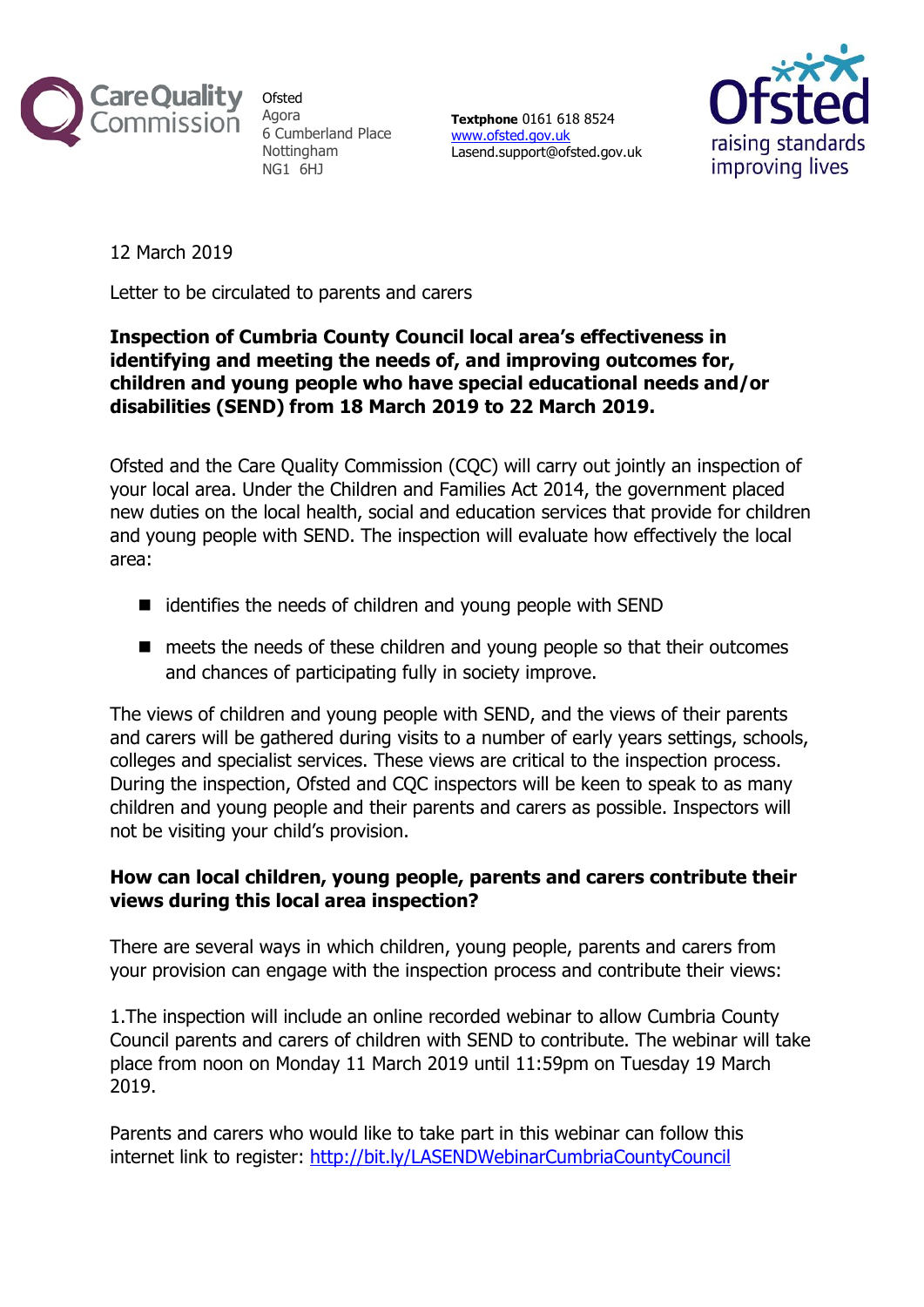Care Quality Commission

Ofsted
Agora
6 Cumberland Place
Nottingham
NG1 6HJ

**Textphone** 0161 618 8524
[www.ofsted.gov.uk](http://www.ofsted.gov.uk)
Lasend.support@ofsted.gov.uk

Ofsted
raising standards
improving lives

12 March 2019

Letter to be circulated to parents and carers

**Inspection of Cumbria County Council local area's effectiveness in identifying and meeting the needs of, and improving outcomes for, children and young people who have special educational needs and/or disabilities (SEND) from 18 March 2019 to 22 March 2019.**

Ofsted and the Care Quality Commission (CQC) will carry out jointly an inspection of your local area. Under the Children and Families Act 2014, the government placed new duties on the local health, social and education services that provide for children and young people with SEND. The inspection will evaluate how effectively the local area:

- identifies the needs of children and young people with SEND
- meets the needs of these children and young people so that their outcomes and chances of participating fully in society improve.

The views of children and young people with SEND, and the views of their parents and carers will be gathered during visits to a number of early years settings, schools, colleges and specialist services. These views are critical to the inspection process. During the inspection, Ofsted and CQC inspectors will be keen to speak to as many children and young people and their parents and carers as possible. Inspectors will not be visiting your child's provision.

**How can local children, young people, parents and carers contribute their views during this local area inspection?**

There are several ways in which children, young people, parents and carers from your provision can engage with the inspection process and contribute their views:

1.The inspection will include an online recorded webinar to allow Cumbria County Council parents and carers of children with SEND to contribute. The webinar will take place from noon on Monday 11 March 2019 until 11:59pm on Tuesday 19 March 2019.

Parents and carers who would like to take part in this webinar can follow this internet link to register: [http://bit.ly/LASENDWebinarCumbriaCountyCouncil](http://bit.ly/LASENDWebinarCumbriaCountyCouncil)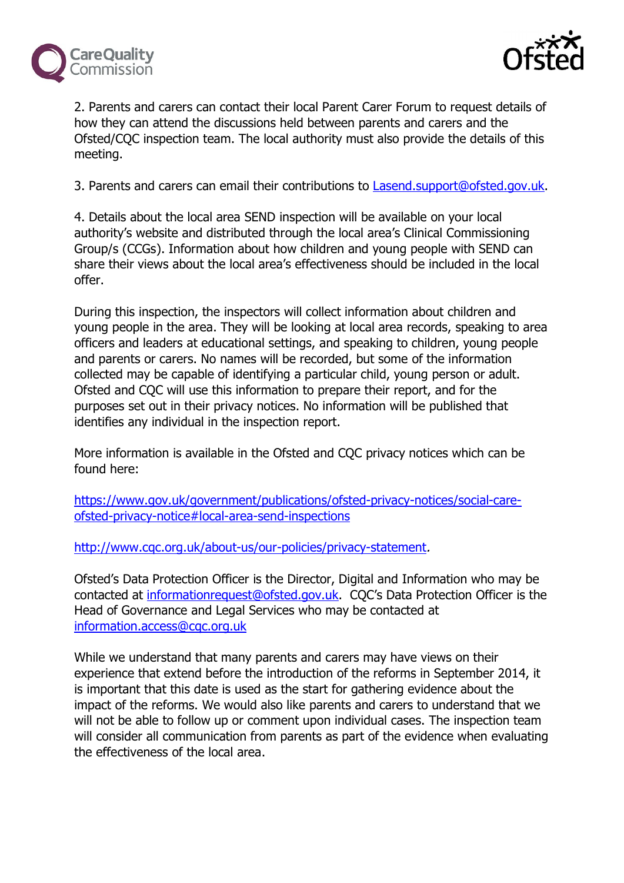2. Parents and carers can contact their local Parent Carer Forum to request details of how they can attend the discussions held between parents and carers and the Ofsted/CQC inspection team. The local authority must also provide the details of this meeting.

3. Parents and carers can email their contributions to [Lasend.support@ofsted.gov.uk](mailto:Lasend.support@ofsted.gov.uk).

4. Details about the local area SEND inspection will be available on your local authority's website and distributed through the local area's Clinical Commissioning Group/s (CCGs). Information about how children and young people with SEND can share their views about the local area's effectiveness should be included in the local offer.

During this inspection, the inspectors will collect information about children and young people in the area. They will be looking at local area records, speaking to area officers and leaders at educational settings, and speaking to children, young people and parents or carers. No names will be recorded, but some of the information collected may be capable of identifying a particular child, young person or adult. Ofsted and CQC will use this information to prepare their report, and for the purposes set out in their privacy notices. No information will be published that identifies any individual in the inspection report.

More information is available in the Ofsted and CQC privacy notices which can be found here:

[https://www.gov.uk/government/publications/ofsted-privacy-notices/social-care-ofsted-privacy-notice#local-area-send-inspections](https://www.gov.uk/government/publications/ofsted-privacy-notices/social-care-ofsted-privacy-notice#local-area-send-inspections)

[http://www.cqc.org.uk/about-us/our-policies/privacy-statement](http://www.cqc.org.uk/about-us/our-policies/privacy-statement).

Ofsted's Data Protection Officer is the Director, Digital and Information who may be contacted at [informationrequest@ofsted.gov.uk](mailto:informationrequest@ofsted.gov.uk). CQC's Data Protection Officer is the Head of Governance and Legal Services who may be contacted at [information.access@cqc.org.uk](mailto:information.access@cqc.org.uk)

While we understand that many parents and carers may have views on their experience that extend before the introduction of the reforms in September 2014, it is important that this date is used as the start for gathering evidence about the impact of the reforms. We would also like parents and carers to understand that we will not be able to follow up or comment upon individual cases. The inspection team will consider all communication from parents as part of the evidence when evaluating the effectiveness of the local area.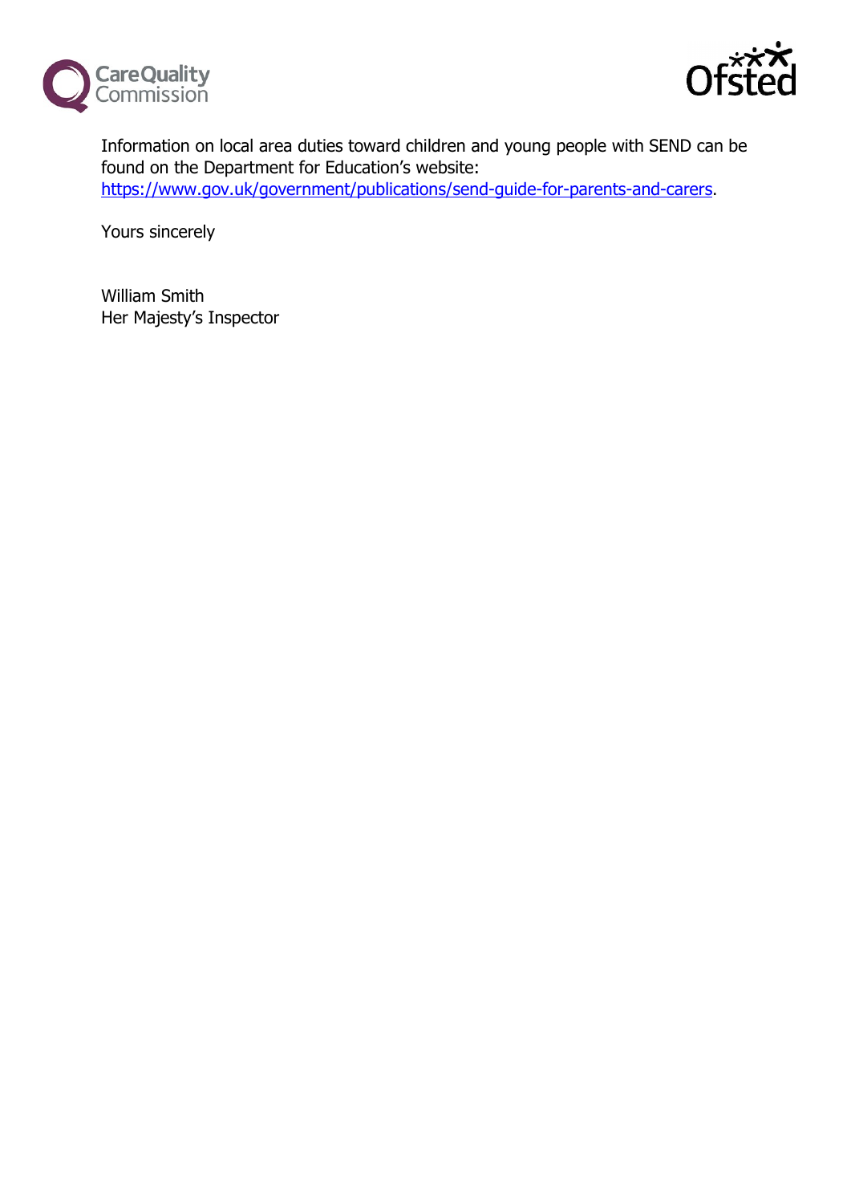Information on local area duties toward children and young people with SEND can be found on the Department for Education's website: [https://www.gov.uk/government/publications/send-guide-for-parents-and-carers](https://www.gov.uk/government/publications/send-guide-for-parents-and-carers).

Yours sincerely

William Smith
Her Majesty's Inspector